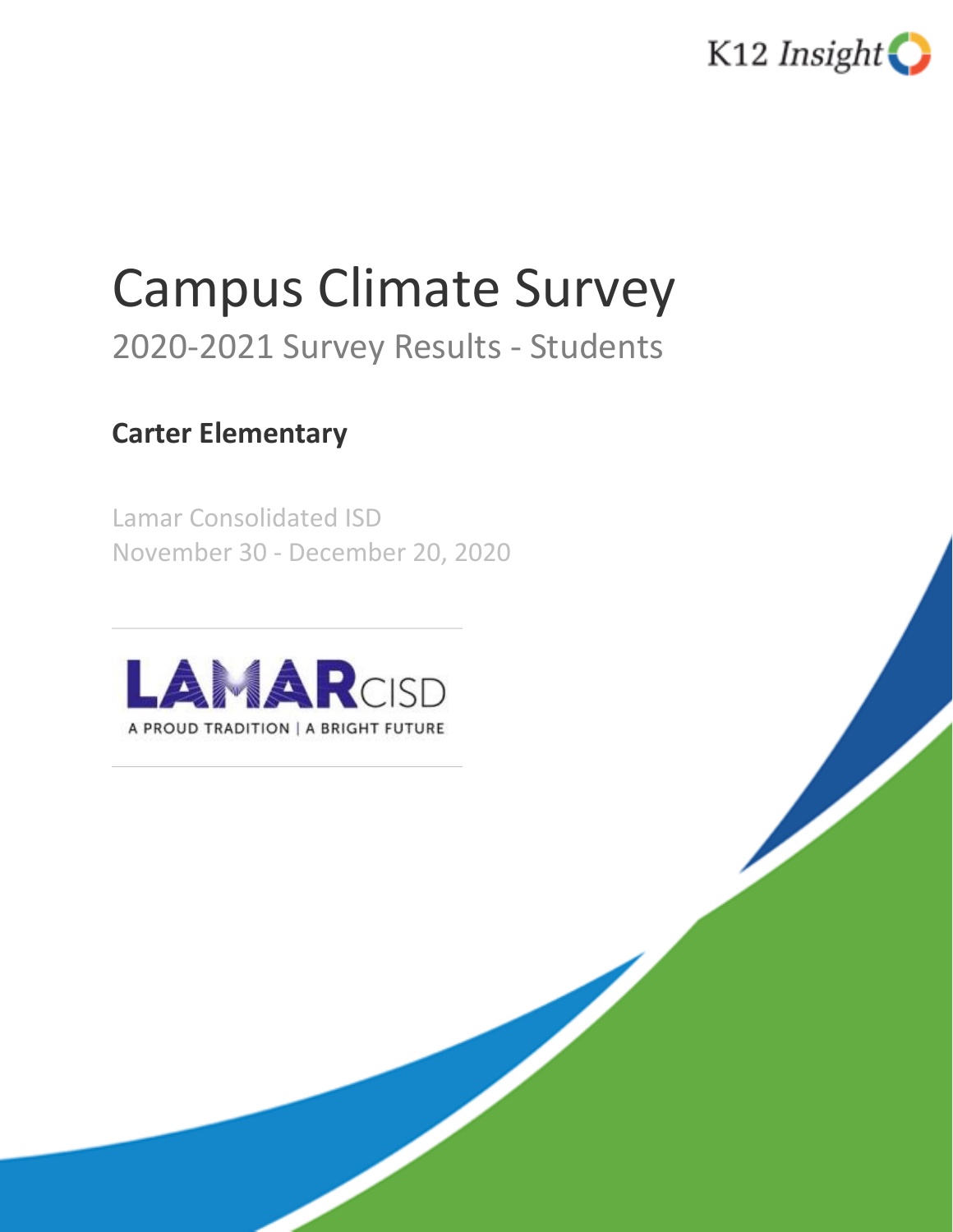K12 Insight

# Campus Climate Survey

## 2020-2021 Survey Results - Students

**Carter Elementary**

Lamar Consolidated ISD
November 30 - December 20, 2020

LAMAR CISD
A PROUD TRADITION | A BRIGHT FUTURE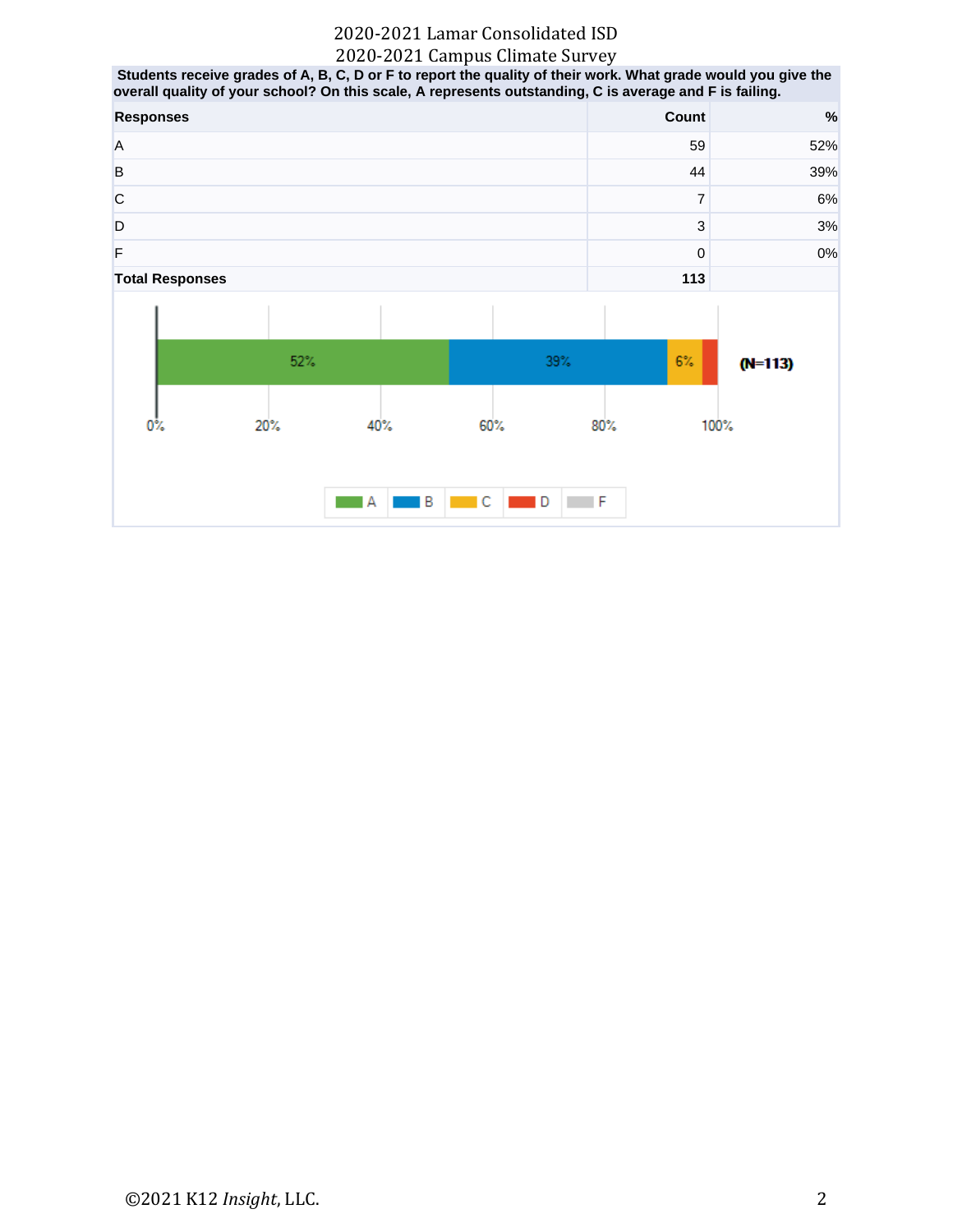2020-2021 Lamar Consolidated ISD
2020-2021 Campus Climate Survey

**Students receive grades of A, B, C, D or F to report the quality of their work. What grade would you give the overall quality of your school? On this scale, A represents outstanding, C is average and F is failing.**

| Responses | Count | % |
|---|---|---|
| A | 59 | 52% |
| B | 44 | 39% |
| C | 7 | 6% |
| D | 3 | 3% |
| F | 0 | 0% |
| **Total Responses** | **113** | |

52% 39% 6% (N=113)

0% 20% 40% 60% 80% 100%

A B C D F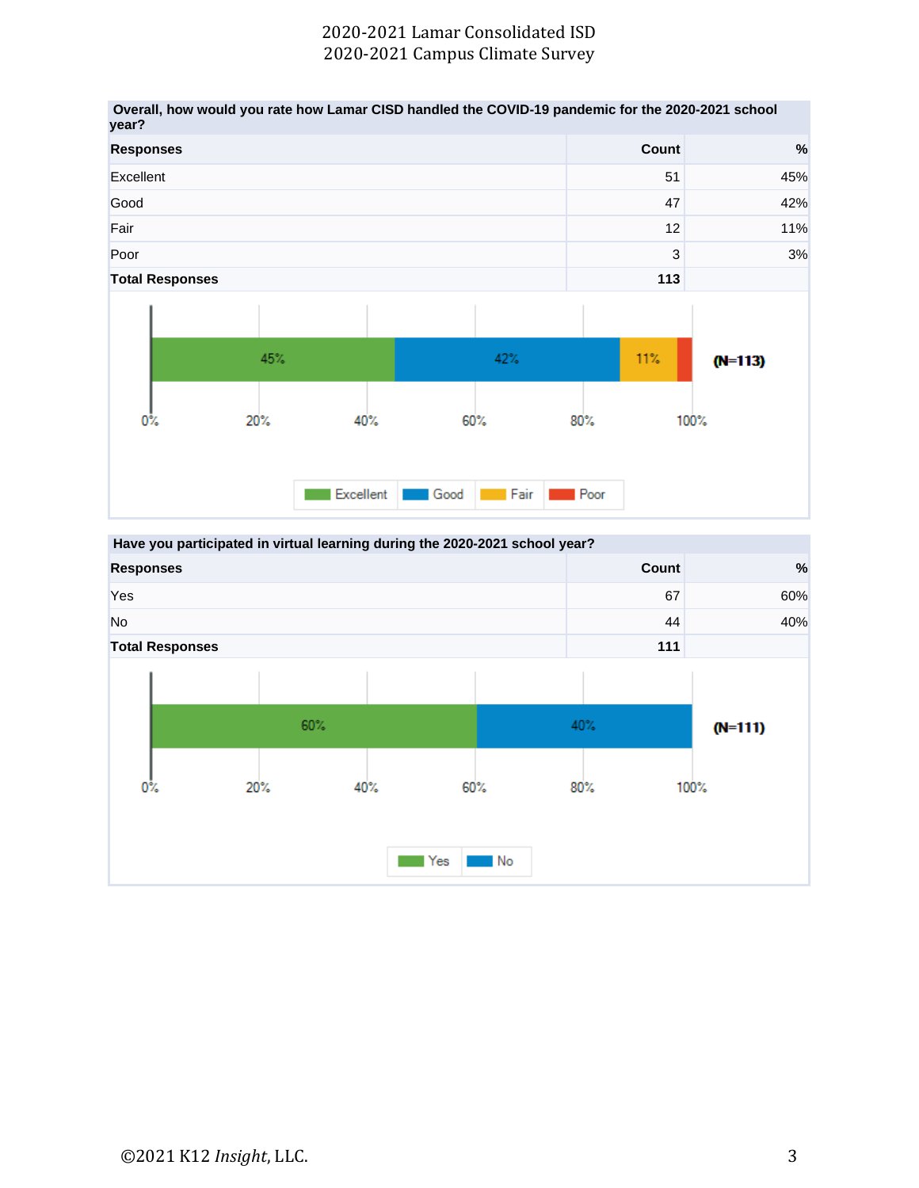**Overall, how would you rate how Lamar CISD handled the COVID-19 pandemic for the 2020-2021 school year?**

| Responses | Count | % |
|---|---|---|
| Excellent | 51 | 45% |
| Good | 47 | 42% |
| Fair | 12 | 11% |
| Poor | 3 | 3% |
| **Total Responses** | **113** | |

(N=113)

Excellent 45% | Good 42% | Fair 11% | Poor

**Have you participated in virtual learning during the 2020-2021 school year?**

| Responses | Count | % |
|---|---|---|
| Yes | 67 | 60% |
| No | 44 | 40% |
| **Total Responses** | **111** | |

(N=111)

Yes 60% | No 40%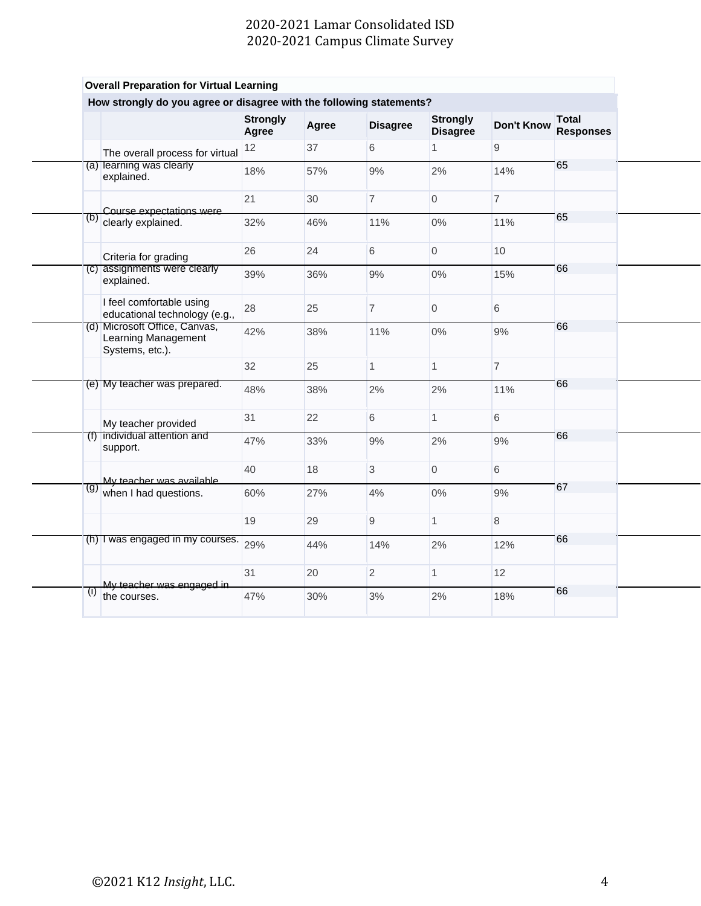## Overall Preparation for Virtual Learning

**How strongly do you agree or disagree with the following statements?**

| | | Strongly Agree | Agree | Disagree | Strongly Disagree | Don't Know | Total Responses |
|---|---|---|---|---|---|---|---|
| (a) | The overall process for virtual learning was clearly explained. | 12 | 37 | 6 | 1 | 9 | 65 |
| | | 18% | 57% | 9% | 2% | 14% | |
| (b) | Course expectations were clearly explained. | 21 | 30 | 7 | 0 | 7 | 65 |
| | | 32% | 46% | 11% | 0% | 11% | |
| (c) | Criteria for grading assignments were clearly explained. | 26 | 24 | 6 | 0 | 10 | 66 |
| | | 39% | 36% | 9% | 0% | 15% | |
| (d) | I feel comfortable using educational technology (e.g., Microsoft Office, Canvas, Learning Management Systems, etc.). | 28 | 25 | 7 | 0 | 6 | 66 |
| | | 42% | 38% | 11% | 0% | 9% | |
| (e) | My teacher was prepared. | 32 | 25 | 1 | 1 | 7 | 66 |
| | | 48% | 38% | 2% | 2% | 11% | |
| (f) | My teacher provided individual attention and support. | 31 | 22 | 6 | 1 | 6 | 66 |
| | | 47% | 33% | 9% | 2% | 9% | |
| (g) | My teacher was available when I had questions. | 40 | 18 | 3 | 0 | 6 | 67 |
| | | 60% | 27% | 4% | 0% | 9% | |
| (h) | I was engaged in my courses. | 19 | 29 | 9 | 1 | 8 | 66 |
| | | 29% | 44% | 14% | 2% | 12% | |
| (i) | My teacher was engaged in the courses. | 31 | 20 | 2 | 1 | 12 | 66 |
| | | 47% | 30% | 3% | 2% | 18% | |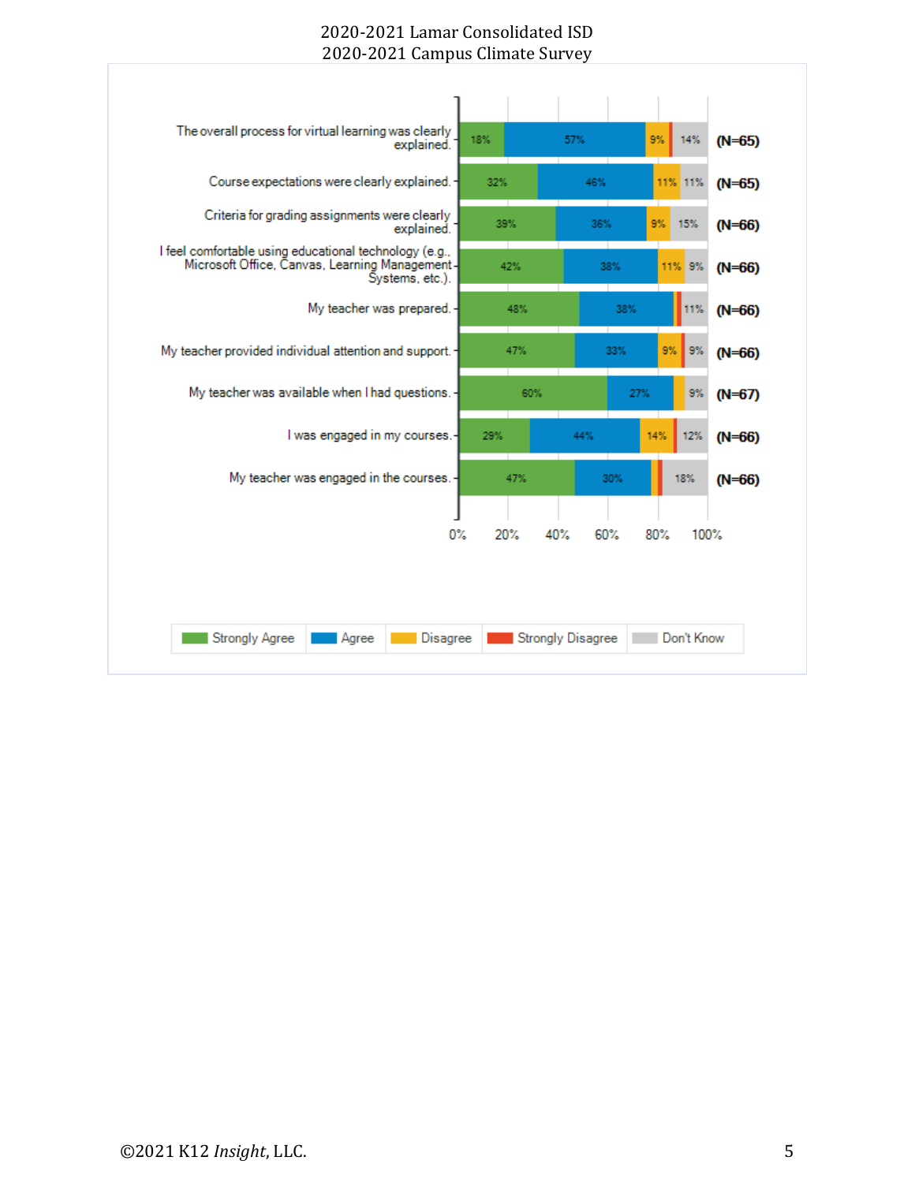2020-2021 Lamar Consolidated ISD
2020-2021 Campus Climate Survey

| Statement | Strongly Agree | Agree | Disagree | Strongly Disagree | Don't Know | N |
|---|---|---|---|---|---|---|
| The overall process for virtual learning was clearly explained. | 18% | 57% | 9% | | 14% | (N=65) |
| Course expectations were clearly explained. | 32% | 46% | 11% | | 11% | (N=65) |
| Criteria for grading assignments were clearly explained. | 39% | 36% | 9% | | 15% | (N=66) |
| I feel comfortable using educational technology (e.g., Microsoft Office, Canvas, Learning Management Systems, etc.). | 42% | 38% | 11% | | 9% | (N=66) |
| My teacher was prepared. | 48% | 38% | | | 11% | (N=66) |
| My teacher provided individual attention and support. | 47% | 33% | 9% | | 9% | (N=66) |
| My teacher was available when I had questions. | 60% | 27% | | | 9% | (N=67) |
| I was engaged in my courses. | 29% | 44% | 14% | | 12% | (N=66) |
| My teacher was engaged in the courses. | 47% | 30% | | | 18% | (N=66) |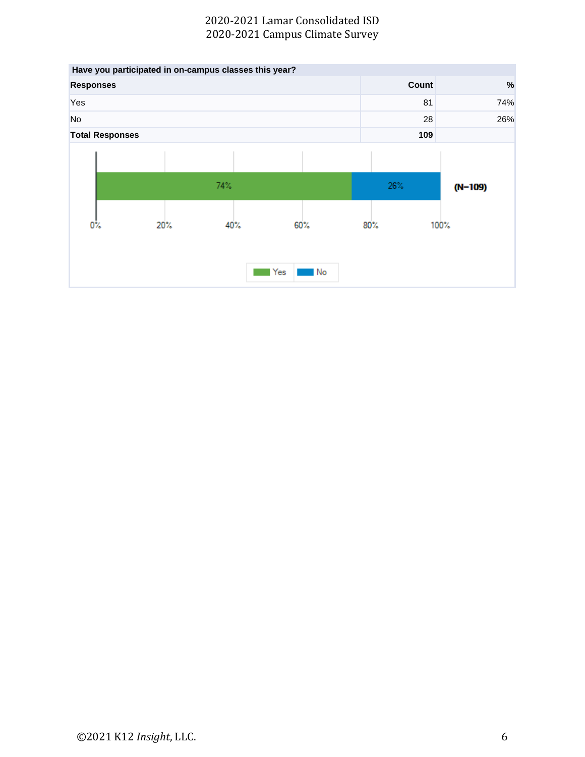**Have you participated in on-campus classes this year?**

| Responses | Count | % |
|---|---|---|
| Yes | 81 | 74% |
| No | 28 | 26% |
| **Total Responses** | **109** | |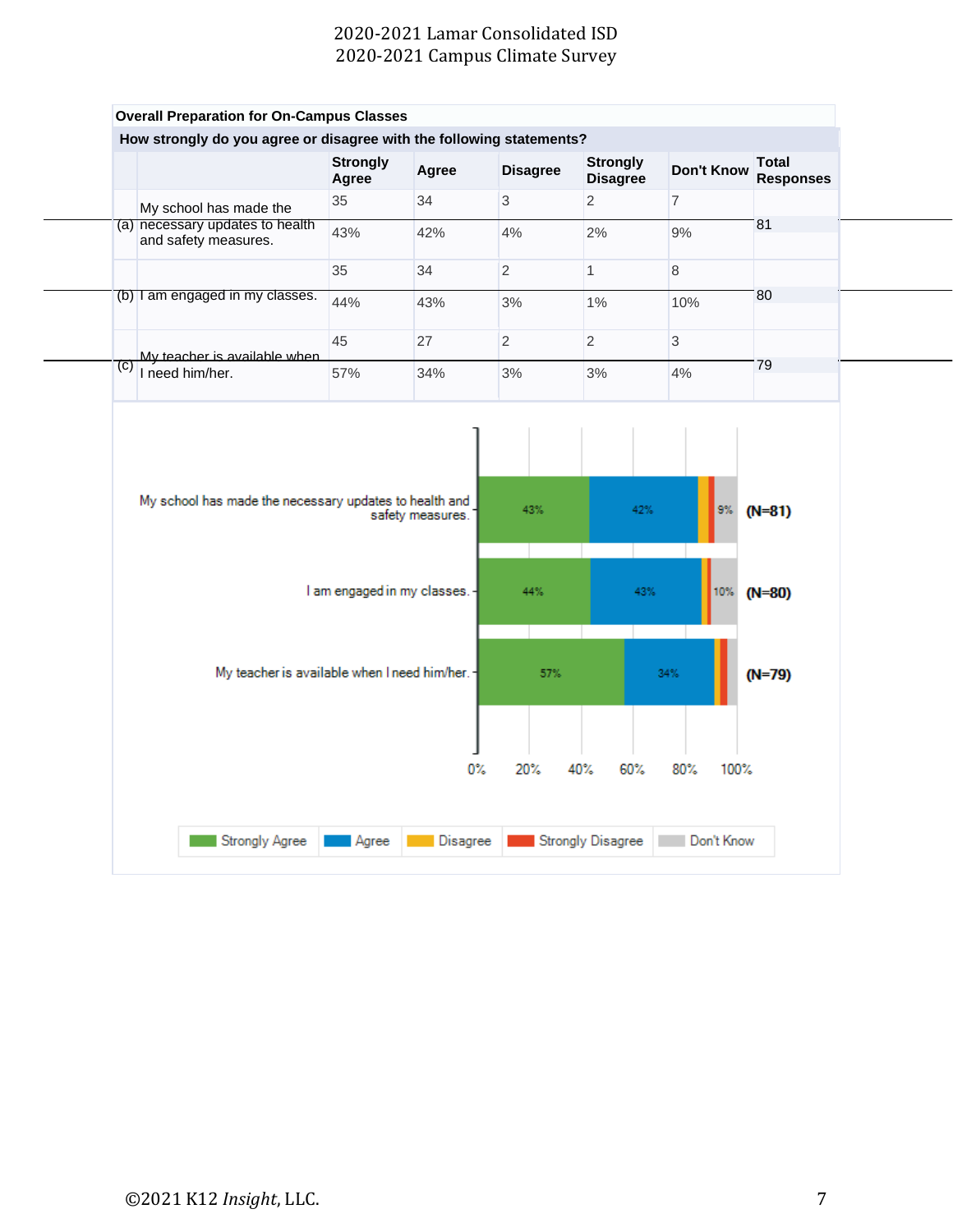## Overall Preparation for On-Campus Classes

**How strongly do you agree or disagree with the following statements?**

| | | Strongly Agree | Agree | Disagree | Strongly Disagree | Don't Know | Total Responses |
|---|---|---|---|---|---|---|---|
| (a) | My school has made the necessary updates to health and safety measures. | 35 | 34 | 3 | 2 | 7 | 81 |
| | | 43% | 42% | 4% | 2% | 9% | |
| (b) | I am engaged in my classes. | 35 | 34 | 2 | 1 | 8 | 80 |
| | | 44% | 43% | 3% | 1% | 10% | |
| (c) | My teacher is available when I need him/her. | 45 | 27 | 2 | 2 | 3 | 79 |
| | | 57% | 34% | 3% | 3% | 4% | |

| Statement | Strongly Agree | Agree | Disagree | Strongly Disagree | Don't Know | N |
|---|---|---|---|---|---|---|
| My school has made the necessary updates to health and safety measures. | 43% | 42% | | | 9% | (N=81) |
| I am engaged in my classes. | 44% | 43% | | | 10% | (N=80) |
| My teacher is available when I need him/her. | 57% | 34% | | | | (N=79) |

0% 20% 40% 60% 80% 100%

Strongly Agree | Agree | Disagree | Strongly Disagree | Don't Know

©2021 K12 *Insight*, LLC.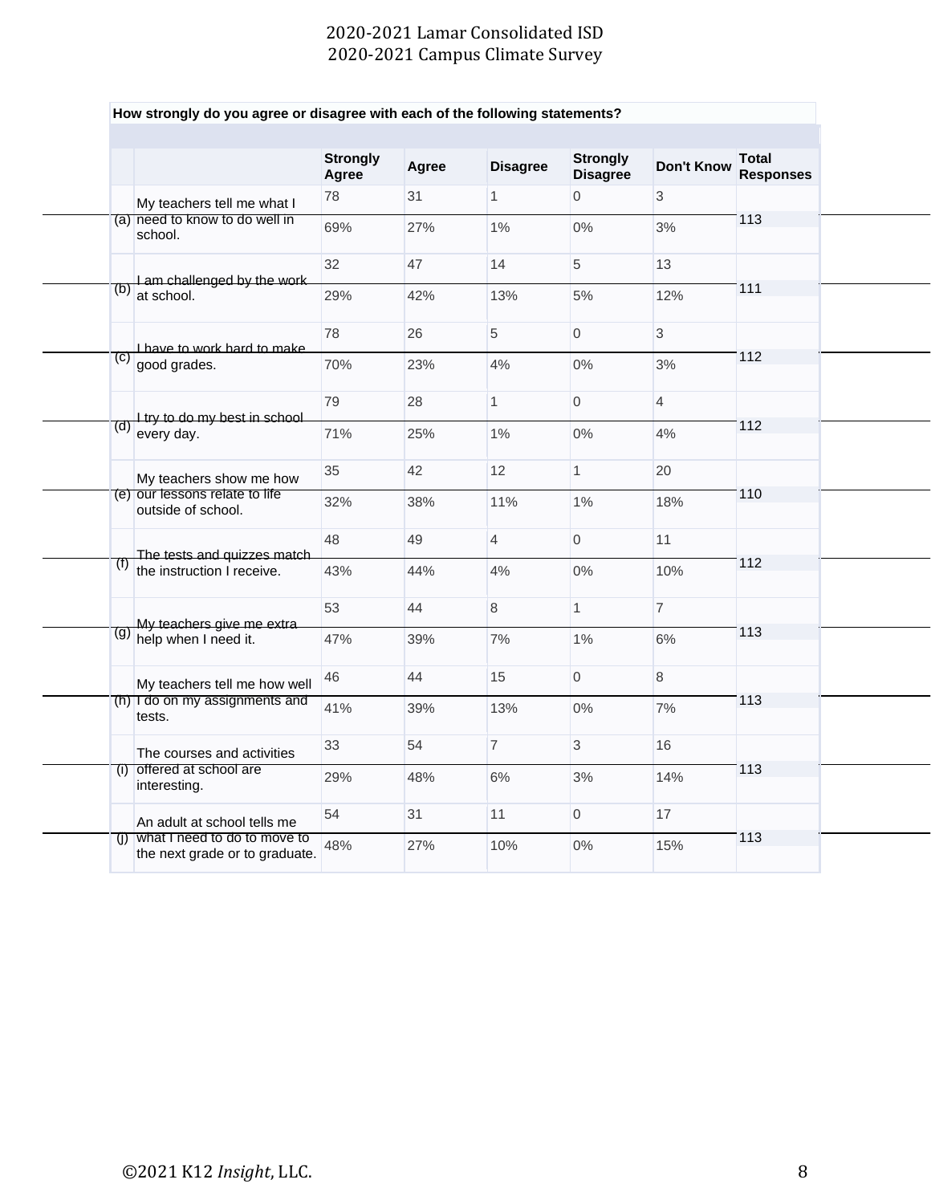2020-2021 Lamar Consolidated ISD
2020-2021 Campus Climate Survey

**How strongly do you agree or disagree with each of the following statements?**

| | | Strongly Agree | Agree | Disagree | Strongly Disagree | Don't Know | Total Responses |
|---|---|---|---|---|---|---|---|
| (a) | My teachers tell me what I need to know to do well in school. | 78 | 31 | 1 | 0 | 3 | 113 |
| | | 69% | 27% | 1% | 0% | 3% | |
| (b) | I am challenged by the work at school. | 32 | 47 | 14 | 5 | 13 | 111 |
| | | 29% | 42% | 13% | 5% | 12% | |
| (c) | I have to work hard to make good grades. | 78 | 26 | 5 | 0 | 3 | 112 |
| | | 70% | 23% | 4% | 0% | 3% | |
| (d) | I try to do my best in school every day. | 79 | 28 | 1 | 0 | 4 | 112 |
| | | 71% | 25% | 1% | 0% | 4% | |
| (e) | My teachers show me how our lessons relate to life outside of school. | 35 | 42 | 12 | 1 | 20 | 110 |
| | | 32% | 38% | 11% | 1% | 18% | |
| (f) | The tests and quizzes match the instruction I receive. | 48 | 49 | 4 | 0 | 11 | 112 |
| | | 43% | 44% | 4% | 0% | 10% | |
| (g) | My teachers give me extra help when I need it. | 53 | 44 | 8 | 1 | 7 | 113 |
| | | 47% | 39% | 7% | 1% | 6% | |
| (h) | My teachers tell me how well I do on my assignments and tests. | 46 | 44 | 15 | 0 | 8 | 113 |
| | | 41% | 39% | 13% | 0% | 7% | |
| (i) | The courses and activities offered at school are interesting. | 33 | 54 | 7 | 3 | 16 | 113 |
| | | 29% | 48% | 6% | 3% | 14% | |
| (j) | An adult at school tells me what I need to do to move to the next grade or to graduate. | 54 | 31 | 11 | 0 | 17 | 113 |
| | | 48% | 27% | 10% | 0% | 15% | |

©2021 K12 *Insight*, LLC.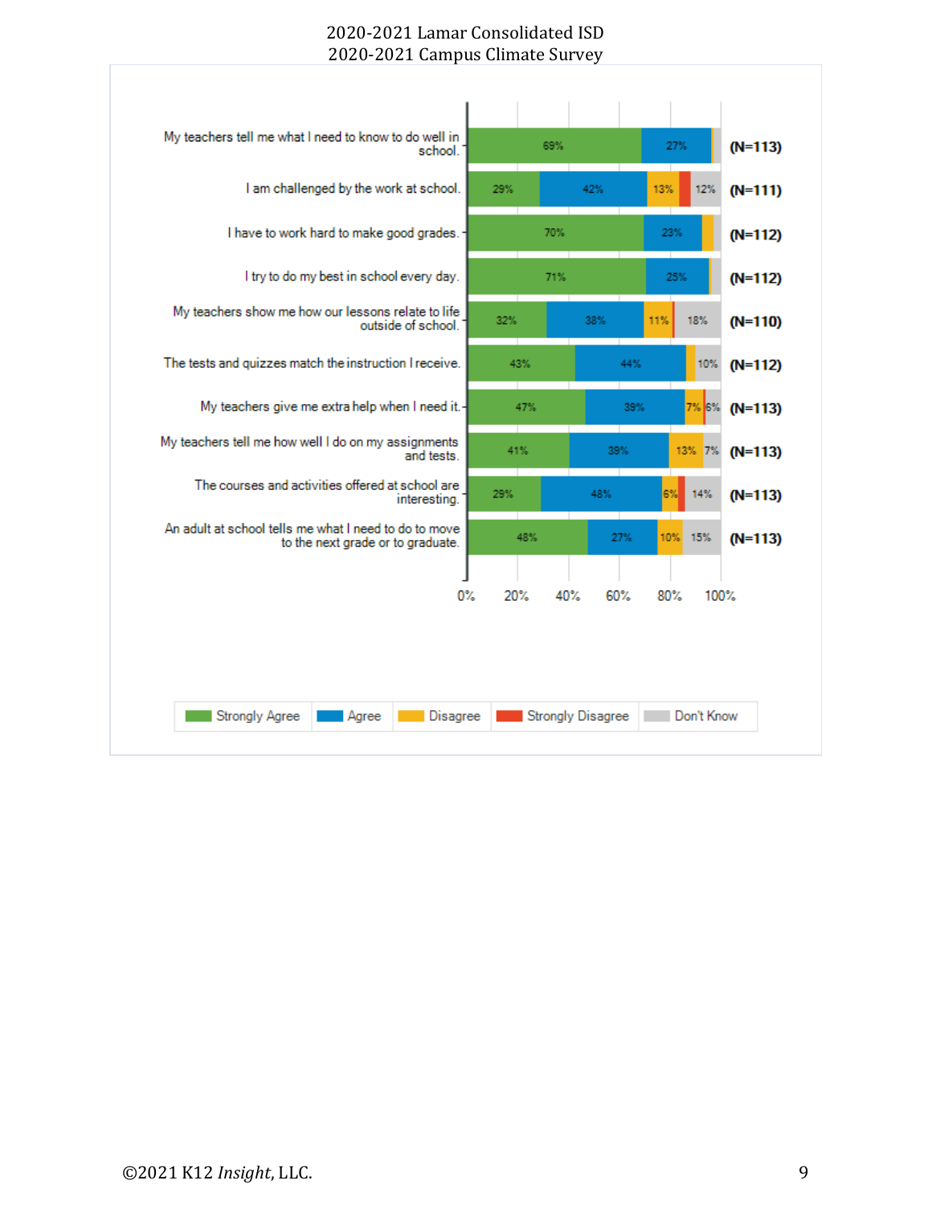2020-2021 Lamar Consolidated ISD
2020-2021 Campus Climate Survey

| Statement | Strongly Agree | Agree | Disagree | Strongly Disagree | Don't Know | N |
|---|---|---|---|---|---|---|
| My teachers tell me what I need to know to do well in school. | 69% | 27% | | | | (N=113) |
| I am challenged by the work at school. | 29% | 42% | 13% | | 12% | (N=111) |
| I have to work hard to make good grades. | 70% | 23% | | | | (N=112) |
| I try to do my best in school every day. | 71% | 25% | | | | (N=112) |
| My teachers show me how our lessons relate to life outside of school. | 32% | 38% | 11% | | 18% | (N=110) |
| The tests and quizzes match the instruction I receive. | 43% | 44% | | | 10% | (N=112) |
| My teachers give me extra help when I need it. | 47% | 39% | 7% | | 6% | (N=113) |
| My teachers tell me how well I do on my assignments and tests. | 41% | 39% | 13% | | 7% | (N=113) |
| The courses and activities offered at school are interesting. | 29% | 48% | 6% | | 14% | (N=113) |
| An adult at school tells me what I need to do to move to the next grade or to graduate. | 48% | 27% | 10% | | 15% | (N=113) |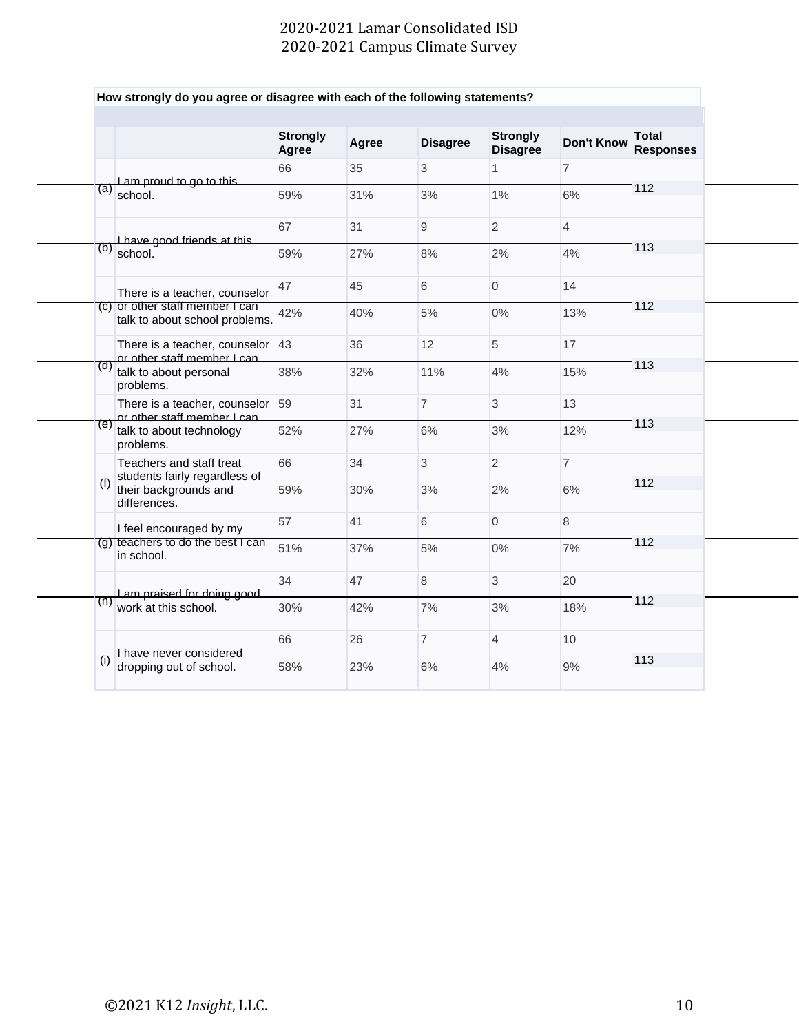How strongly do you agree or disagree with each of the following statements?

| | | Strongly Agree | Agree | Disagree | Strongly Disagree | Don't Know | Total Responses |
|---|---|---|---|---|---|---|---|
| (a) | I am proud to go to this school. | 66 | 35 | 3 | 1 | 7 | 112 |
| | | 59% | 31% | 3% | 1% | 6% | |
| (b) | I have good friends at this school. | 67 | 31 | 9 | 2 | 4 | 113 |
| | | 59% | 27% | 8% | 2% | 4% | |
| (c) | There is a teacher, counselor or other staff member I can talk to about school problems. | 47 | 45 | 6 | 0 | 14 | 112 |
| | | 42% | 40% | 5% | 0% | 13% | |
| (d) | There is a teacher, counselor or other staff member I can talk to about personal problems. | 43 | 36 | 12 | 5 | 17 | 113 |
| | | 38% | 32% | 11% | 4% | 15% | |
| (e) | There is a teacher, counselor or other staff member I can talk to about technology problems. | 59 | 31 | 7 | 3 | 13 | 113 |
| | | 52% | 27% | 6% | 3% | 12% | |
| (f) | Teachers and staff treat students fairly regardless of their backgrounds and differences. | 66 | 34 | 3 | 2 | 7 | 112 |
| | | 59% | 30% | 3% | 2% | 6% | |
| (g) | I feel encouraged by my teachers to do the best I can in school. | 57 | 41 | 6 | 0 | 8 | 112 |
| | | 51% | 37% | 5% | 0% | 7% | |
| (h) | I am praised for doing good work at this school. | 34 | 47 | 8 | 3 | 20 | 112 |
| | | 30% | 42% | 7% | 3% | 18% | |
| (i) | I have never considered dropping out of school. | 66 | 26 | 7 | 4 | 10 | 113 |
| | | 58% | 23% | 6% | 4% | 9% | |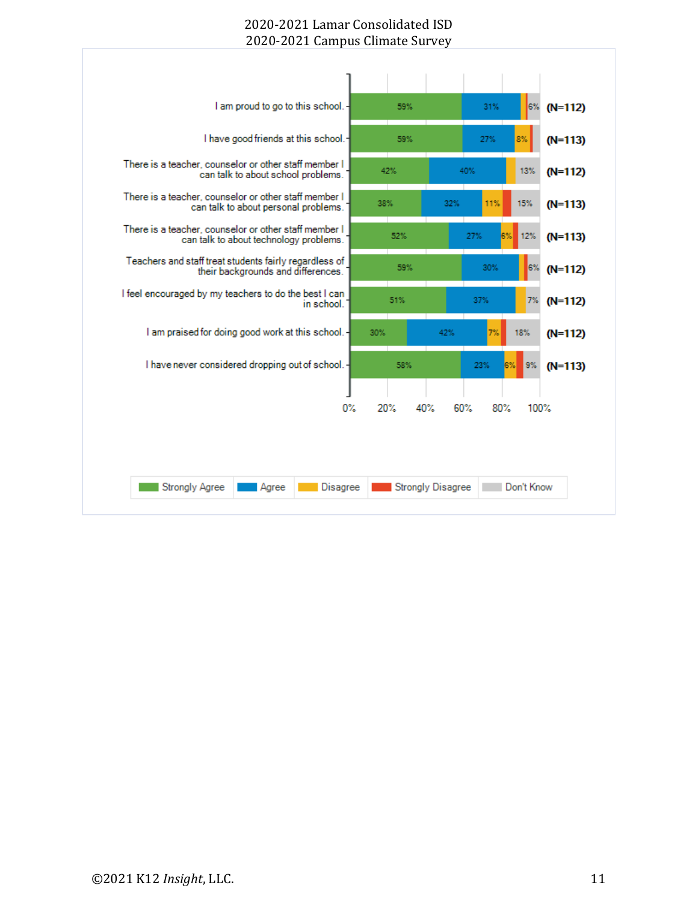2020-2021 Lamar Consolidated ISD
2020-2021 Campus Climate Survey

| Statement | Strongly Agree | Agree | Disagree | Strongly Disagree | Don't Know | N |
|---|---|---|---|---|---|---|
| I am proud to go to this school. | 59% | 31% | | | 6% | (N=112) |
| I have good friends at this school. | 59% | 27% | 8% | | | (N=113) |
| There is a teacher, counselor or other staff member I can talk to about school problems. | 42% | 40% | | | 13% | (N=112) |
| There is a teacher, counselor or other staff member I can talk to about personal problems. | 38% | 32% | 11% | | 15% | (N=113) |
| There is a teacher, counselor or other staff member I can talk to about technology problems. | 52% | 27% | 6% | | 12% | (N=113) |
| Teachers and staff treat students fairly regardless of their backgrounds and differences. | 59% | 30% | | | 6% | (N=112) |
| I feel encouraged by my teachers to do the best I can in school. | 51% | 37% | | | 7% | (N=112) |
| I am praised for doing good work at this school. | 30% | 42% | 7% | | 18% | (N=112) |
| I have never considered dropping out of school. | 58% | 23% | 6% | | 9% | (N=113) |

Legend: Strongly Agree, Agree, Disagree, Strongly Disagree, Don't Know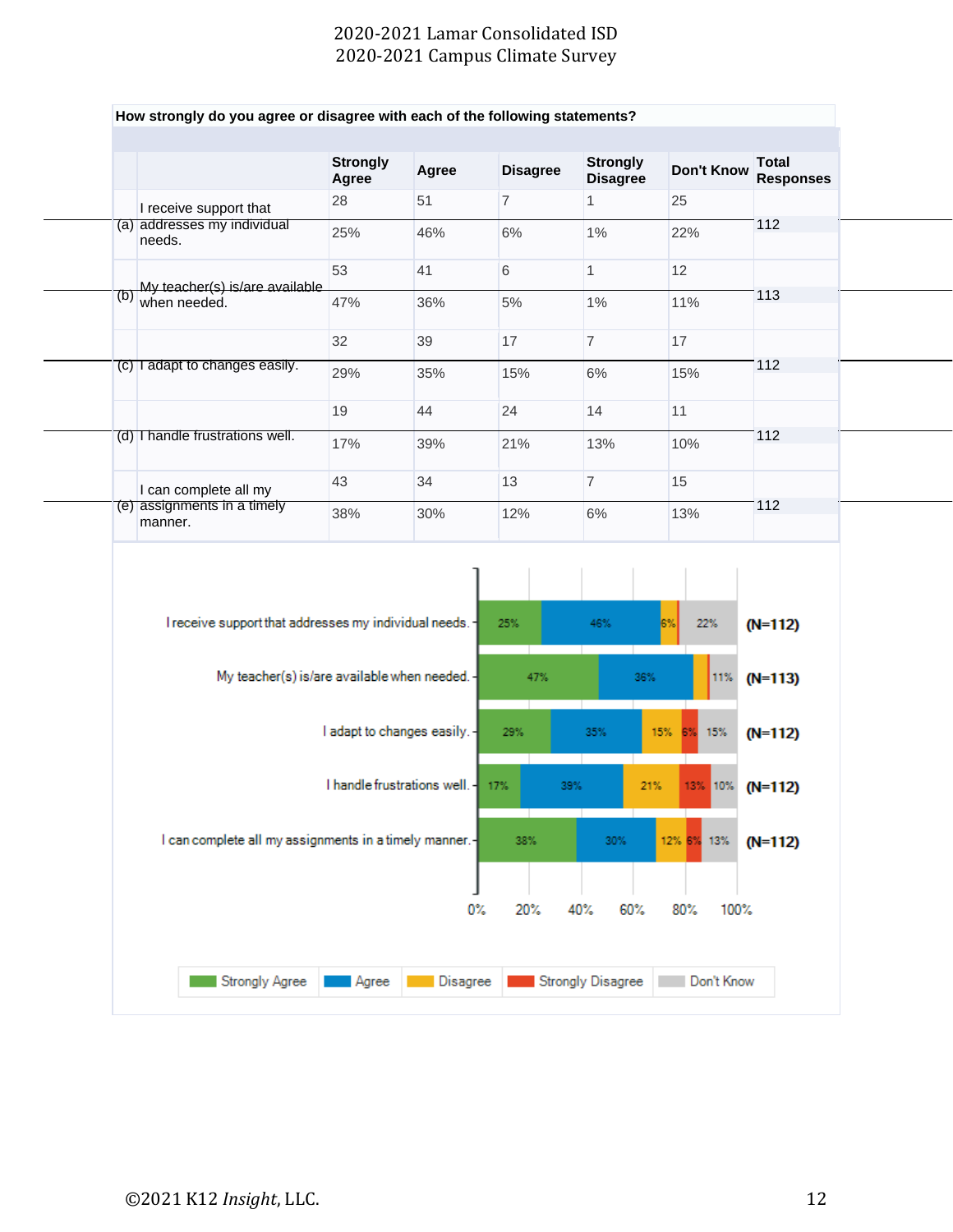# 2020-2021 Lamar Consolidated ISD
# 2020-2021 Campus Climate Survey

**How strongly do you agree or disagree with each of the following statements?**

| | | Strongly Agree | Agree | Disagree | Strongly Disagree | Don't Know | Total Responses |
|---|---|---|---|---|---|---|---|
| (a) | I receive support that addresses my individual needs. | 28 | 51 | 7 | 1 | 25 | 112 |
| | | 25% | 46% | 6% | 1% | 22% | |
| (b) | My teacher(s) is/are available when needed. | 53 | 41 | 6 | 1 | 12 | 113 |
| | | 47% | 36% | 5% | 1% | 11% | |
| (c) | I adapt to changes easily. | 32 | 39 | 17 | 7 | 17 | 112 |
| | | 29% | 35% | 15% | 6% | 15% | |
| (d) | I handle frustrations well. | 19 | 44 | 24 | 14 | 11 | 112 |
| | | 17% | 39% | 21% | 13% | 10% | |
| (e) | I can complete all my assignments in a timely manner. | 43 | 34 | 13 | 7 | 15 | 112 |
| | | 38% | 30% | 12% | 6% | 13% | |

| Statement | Strongly Agree | Agree | Disagree | Strongly Disagree | Don't Know | N |
|---|---|---|---|---|---|---|
| I receive support that addresses my individual needs. | 25% | 46% | 6% | | 22% | (N=112) |
| My teacher(s) is/are available when needed. | 47% | 36% | | | 11% | (N=113) |
| I adapt to changes easily. | 29% | 35% | 15% | 6% | 15% | (N=112) |
| I handle frustrations well. | 17% | 39% | 21% | 13% | 10% | (N=112) |
| I can complete all my assignments in a timely manner. | 38% | 30% | 12% | 6% | 13% | (N=112) |

Strongly Agree | Agree | Disagree | Strongly Disagree | Don't Know

©2021 K12 *Insight*, LLC.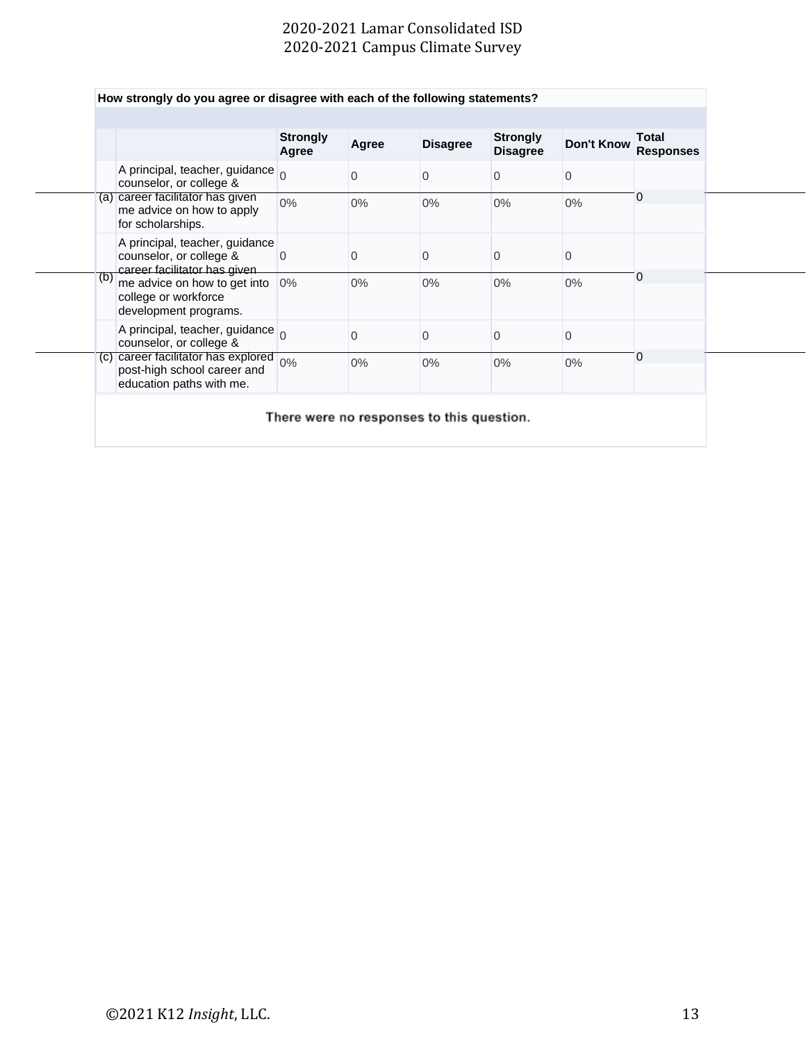**How strongly do you agree or disagree with each of the following statements?**

| | | Strongly Agree | Agree | Disagree | Strongly Disagree | Don't Know | Total Responses |
|---|---|---|---|---|---|---|---|
| (a) | A principal, teacher, guidance counselor, or college & career facilitator has given me advice on how to apply for scholarships. | 0<br>0% | 0<br>0% | 0<br>0% | 0<br>0% | 0<br>0% | 0 |
| (b) | A principal, teacher, guidance counselor, or college & career facilitator has given me advice on how to get into college or workforce development programs. | 0<br>0% | 0<br>0% | 0<br>0% | 0<br>0% | 0<br>0% | 0 |
| (c) | A principal, teacher, guidance counselor, or college & career facilitator has explored post-high school career and education paths with me. | 0<br>0% | 0<br>0% | 0<br>0% | 0<br>0% | 0<br>0% | 0 |

There were no responses to this question.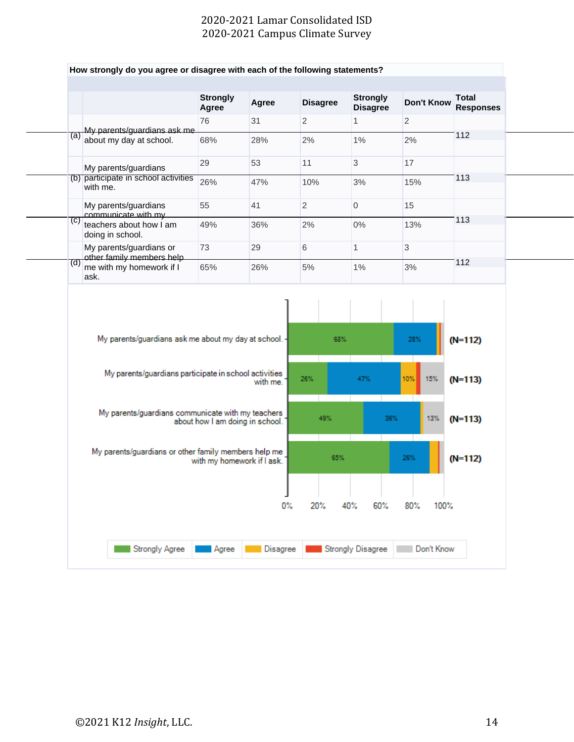**How strongly do you agree or disagree with each of the following statements?**

| | | Strongly Agree | Agree | Disagree | Strongly Disagree | Don't Know | Total Responses |
|---|---|---|---|---|---|---|---|
| (a) | My parents/guardians ask me about my day at school. | 76 | 31 | 2 | 1 | 2 | 112 |
| | | 68% | 28% | 2% | 1% | 2% | |
| (b) | My parents/guardians participate in school activities with me. | 29 | 53 | 11 | 3 | 17 | 113 |
| | | 26% | 47% | 10% | 3% | 15% | |
| (c) | My parents/guardians communicate with my teachers about how I am doing in school. | 55 | 41 | 2 | 0 | 15 | 113 |
| | | 49% | 36% | 2% | 0% | 13% | |
| (d) | My parents/guardians or other family members help me with my homework if I ask. | 73 | 29 | 6 | 1 | 3 | 112 |
| | | 65% | 26% | 5% | 1% | 3% | |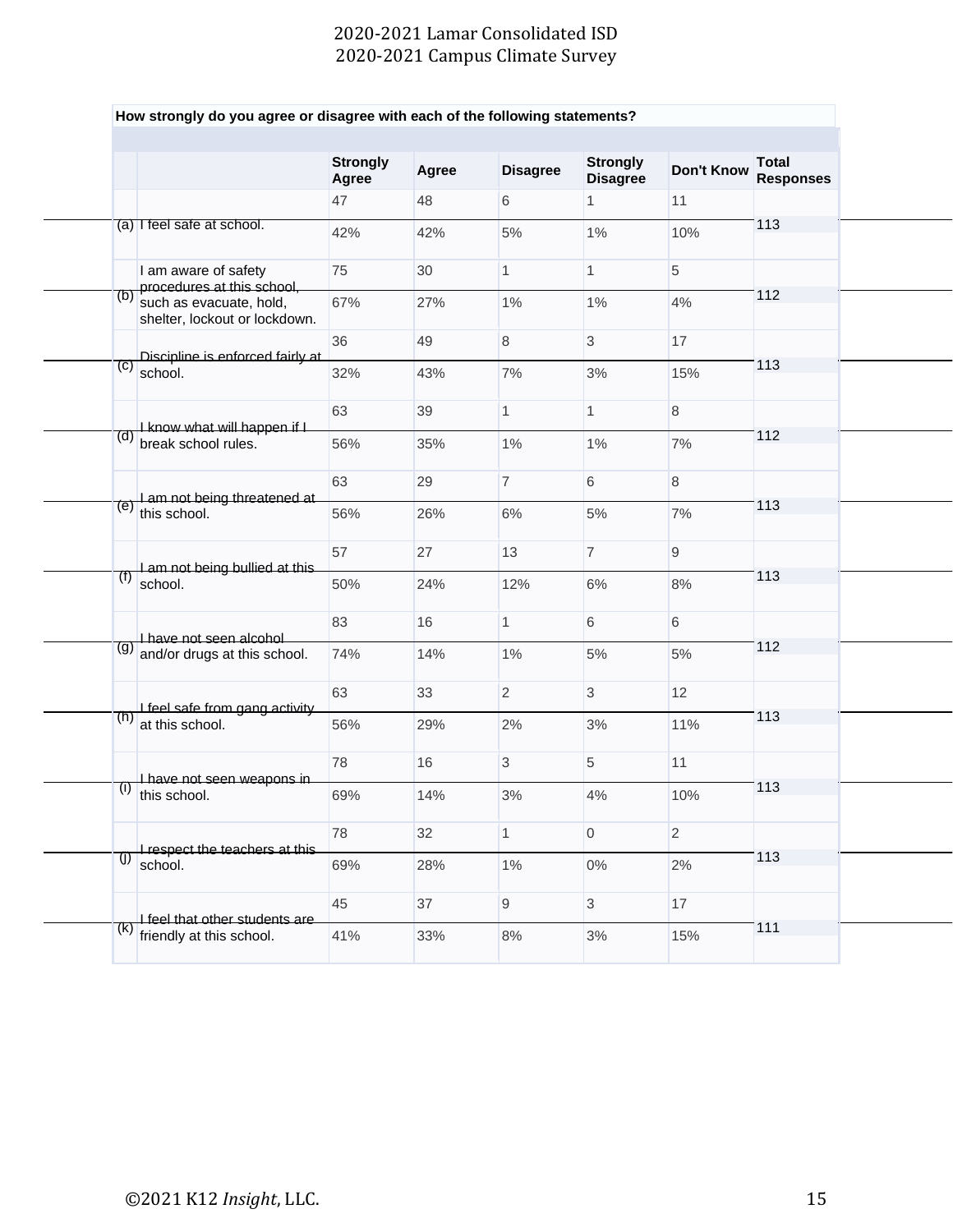# 2020-2021 Lamar Consolidated ISD
# 2020-2021 Campus Climate Survey

**How strongly do you agree or disagree with each of the following statements?**

| | | Strongly Agree | Agree | Disagree | Strongly Disagree | Don't Know | Total Responses |
|---|---|---|---|---|---|---|---|
| (a) | I feel safe at school. | 47 | 48 | 6 | 1 | 11 | 113 |
| | | 42% | 42% | 5% | 1% | 10% | |
| (b) | I am aware of safety procedures at this school, such as evacuate, hold, shelter, lockout or lockdown. | 75 | 30 | 1 | 1 | 5 | 112 |
| | | 67% | 27% | 1% | 1% | 4% | |
| (c) | Discipline is enforced fairly at school. | 36 | 49 | 8 | 3 | 17 | 113 |
| | | 32% | 43% | 7% | 3% | 15% | |
| (d) | I know what will happen if I break school rules. | 63 | 39 | 1 | 1 | 8 | 112 |
| | | 56% | 35% | 1% | 1% | 7% | |
| (e) | I am not being threatened at this school. | 63 | 29 | 7 | 6 | 8 | 113 |
| | | 56% | 26% | 6% | 5% | 7% | |
| (f) | I am not being bullied at this school. | 57 | 27 | 13 | 7 | 9 | 113 |
| | | 50% | 24% | 12% | 6% | 8% | |
| (g) | I have not seen alcohol and/or drugs at this school. | 83 | 16 | 1 | 6 | 6 | 112 |
| | | 74% | 14% | 1% | 5% | 5% | |
| (h) | I feel safe from gang activity at this school. | 63 | 33 | 2 | 3 | 12 | 113 |
| | | 56% | 29% | 2% | 3% | 11% | |
| (i) | I have not seen weapons in this school. | 78 | 16 | 3 | 5 | 11 | 113 |
| | | 69% | 14% | 3% | 4% | 10% | |
| (j) | I respect the teachers at this school. | 78 | 32 | 1 | 0 | 2 | 113 |
| | | 69% | 28% | 1% | 0% | 2% | |
| (k) | I feel that other students are friendly at this school. | 45 | 37 | 9 | 3 | 17 | 111 |
| | | 41% | 33% | 8% | 3% | 15% | |

©2021 K12 *Insight*, LLC.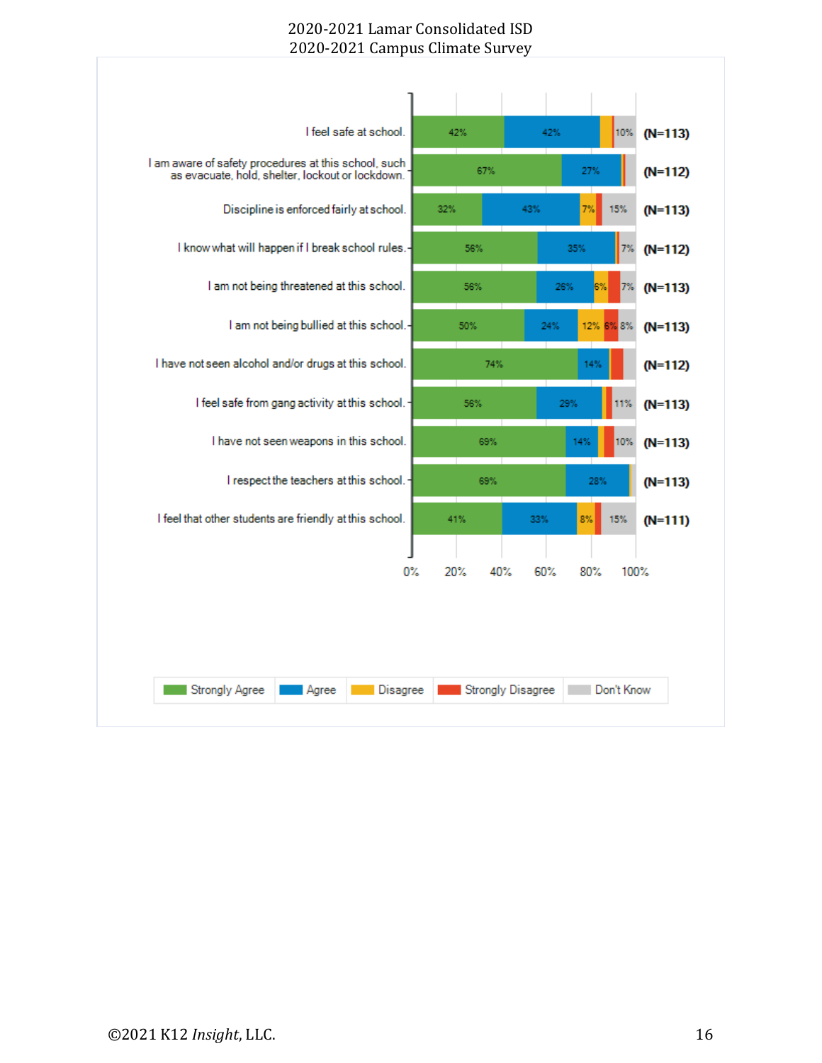2020-2021 Lamar Consolidated ISD
2020-2021 Campus Climate Survey

| Statement | Strongly Agree | Agree | Disagree | Strongly Disagree | Don't Know | N |
|---|---|---|---|---|---|---|
| I feel safe at school. | 42% | 42% | | | 10% | (N=113) |
| I am aware of safety procedures at this school, such as evacuate, hold, shelter, lockout or lockdown. | 67% | 27% | | | | (N=112) |
| Discipline is enforced fairly at school. | 32% | 43% | 7% | | 15% | (N=113) |
| I know what will happen if I break school rules. | 56% | 35% | | | 7% | (N=112) |
| I am not being threatened at this school. | 56% | 26% | 6% | | 7% | (N=113) |
| I am not being bullied at this school. | 50% | 24% | 12% | 6% | 8% | (N=113) |
| I have not seen alcohol and/or drugs at this school. | 74% | 14% | | | | (N=112) |
| I feel safe from gang activity at this school. | 56% | 29% | | | 11% | (N=113) |
| I have not seen weapons in this school. | 69% | 14% | | | 10% | (N=113) |
| I respect the teachers at this school. | 69% | 28% | | | | (N=113) |
| I feel that other students are friendly at this school. | 41% | 33% | 8% | | 15% | (N=111) |

Legend: Strongly Agree, Agree, Disagree, Strongly Disagree, Don't Know

©2021 K12 *Insight*, LLC.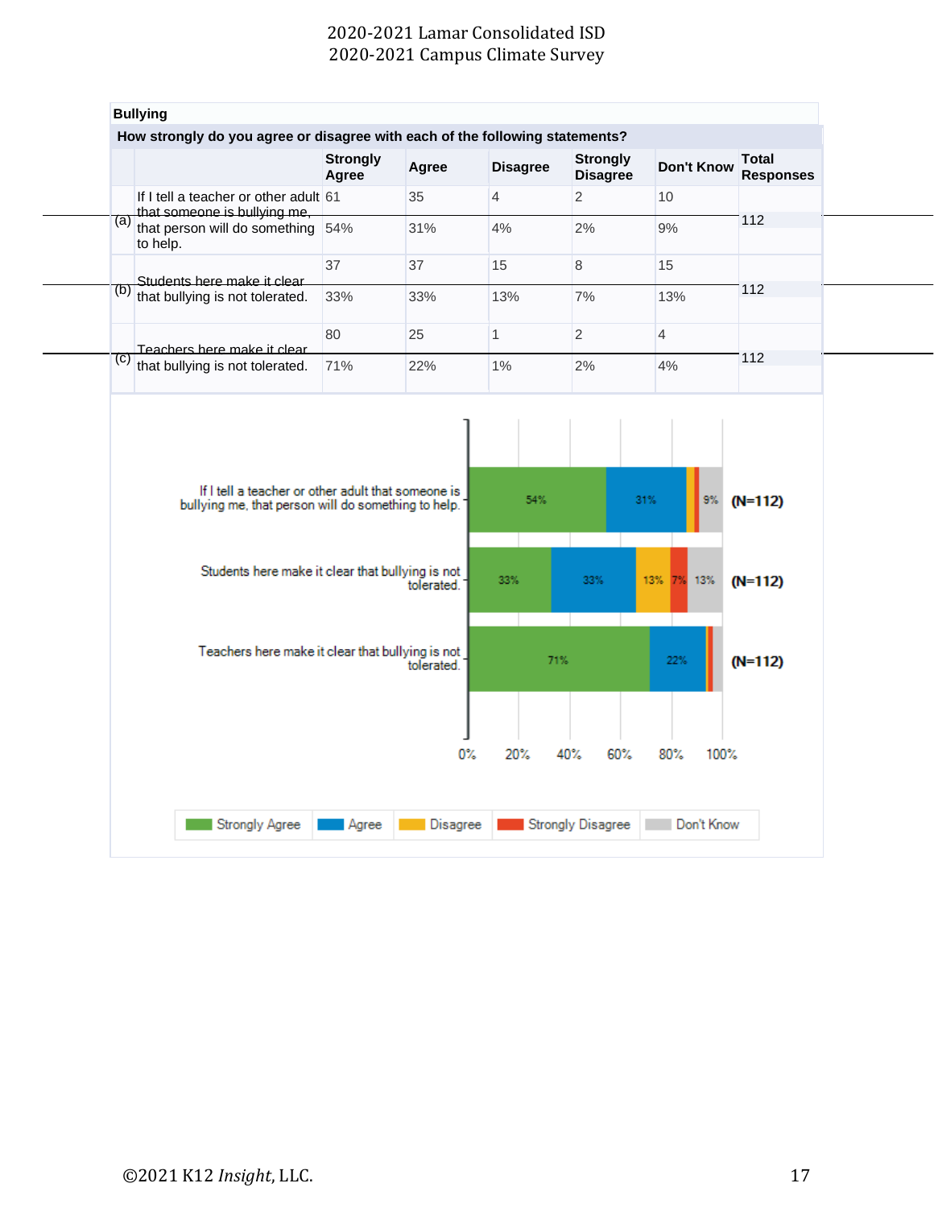## Bullying

**How strongly do you agree or disagree with each of the following statements?**

| | | Strongly Agree | Agree | Disagree | Strongly Disagree | Don't Know | Total Responses |
|---|---|---|---|---|---|---|---|
| (a) | If I tell a teacher or other adult that someone is bullying me, that person will do something to help. | 61 | 35 | 4 | 2 | 10 | 112 |
| | | 54% | 31% | 4% | 2% | 9% | |
| (b) | Students here make it clear that bullying is not tolerated. | 37 | 37 | 15 | 8 | 15 | 112 |
| | | 33% | 33% | 13% | 7% | 13% | |
| (c) | Teachers here make it clear that bullying is not tolerated. | 80 | 25 | 1 | 2 | 4 | 112 |
| | | 71% | 22% | 1% | 2% | 4% | |

| Statement | Strongly Agree | Agree | Disagree | Strongly Disagree | Don't Know | N |
|---|---|---|---|---|---|---|
| If I tell a teacher or other adult that someone is bullying me, that person will do something to help. | 54% | 31% | | | 9% | (N=112) |
| Students here make it clear that bullying is not tolerated. | 33% | 33% | 13% | 7% | 13% | (N=112) |
| Teachers here make it clear that bullying is not tolerated. | 71% | 22% | | | | (N=112) |

0% 20% 40% 60% 80% 100%

Strongly Agree | Agree | Disagree | Strongly Disagree | Don't Know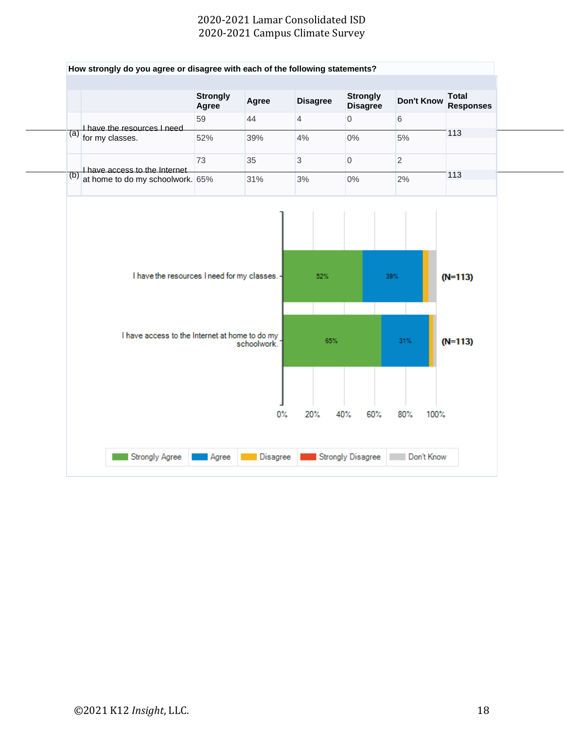**How strongly do you agree or disagree with each of the following statements?**

| | | Strongly Agree | Agree | Disagree | Strongly Disagree | Don't Know | Total Responses |
|---|---|---|---|---|---|---|---|
| (a) | I have the resources I need for my classes. | 59 | 44 | 4 | 0 | 6 | 113 |
| | | 52% | 39% | 4% | 0% | 5% | |
| (b) | I have access to the Internet at home to do my schoolwork. | 73 | 35 | 3 | 0 | 2 | 113 |
| | | 65% | 31% | 3% | 0% | 2% | |

| Statement | Strongly Agree | Agree | N |
|---|---|---|---|
| I have the resources I need for my classes. | 52% | 39% | (N=113) |
| I have access to the Internet at home to do my schoolwork. | 65% | 31% | (N=113) |

0% 20% 40% 60% 80% 100%

Strongly Agree | Agree | Disagree | Strongly Disagree | Don't Know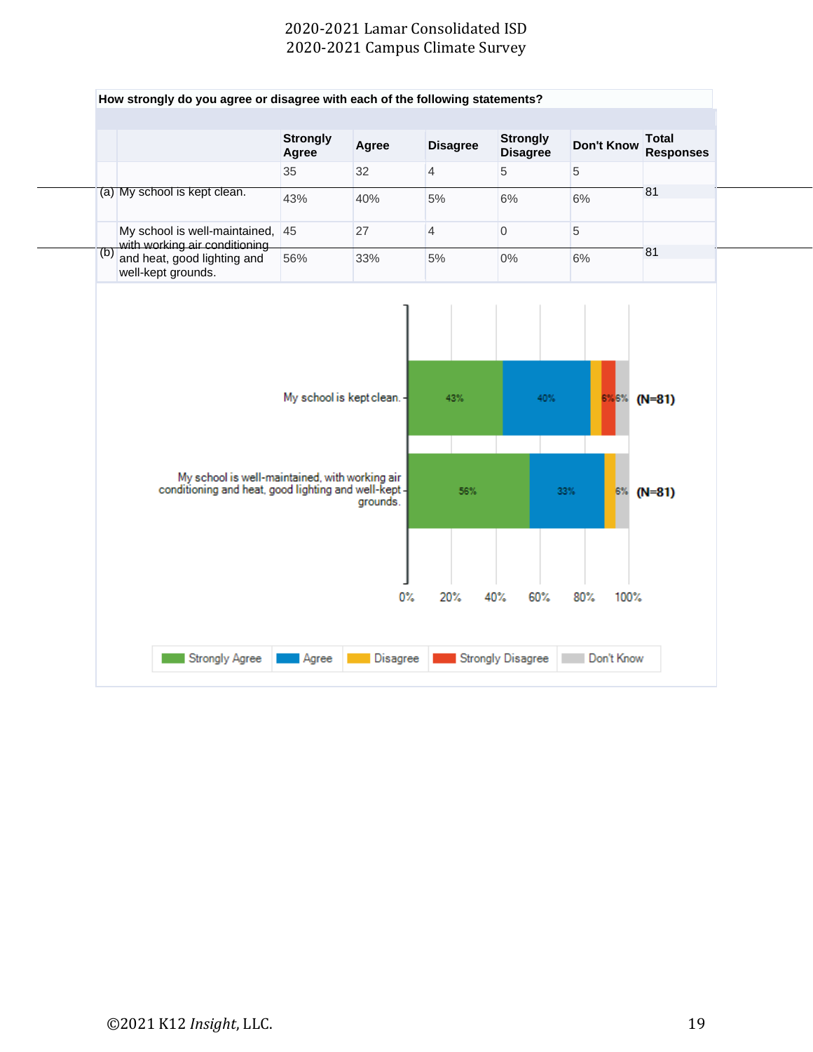**How strongly do you agree or disagree with each of the following statements?**

| | | Strongly Agree | Agree | Disagree | Strongly Disagree | Don't Know | Total Responses |
|---|---|---|---|---|---|---|---|
| (a) | My school is kept clean. | 35 | 32 | 4 | 5 | 5 | 81 |
| | | 43% | 40% | 5% | 6% | 6% | |
| (b) | My school is well-maintained, with working air conditioning and heat, good lighting and well-kept grounds. | 45 | 27 | 4 | 0 | 5 | 81 |
| | | 56% | 33% | 5% | 0% | 6% | |

| | Strongly Agree | Agree | Disagree | Strongly Disagree | Don't Know | |
|---|---|---|---|---|---|---|
| My school is kept clean. | 43% | 40% | | 6% | 6% | (N=81) |
| My school is well-maintained, with working air conditioning and heat, good lighting and well-kept grounds. | 56% | 33% | | | 6% | (N=81) |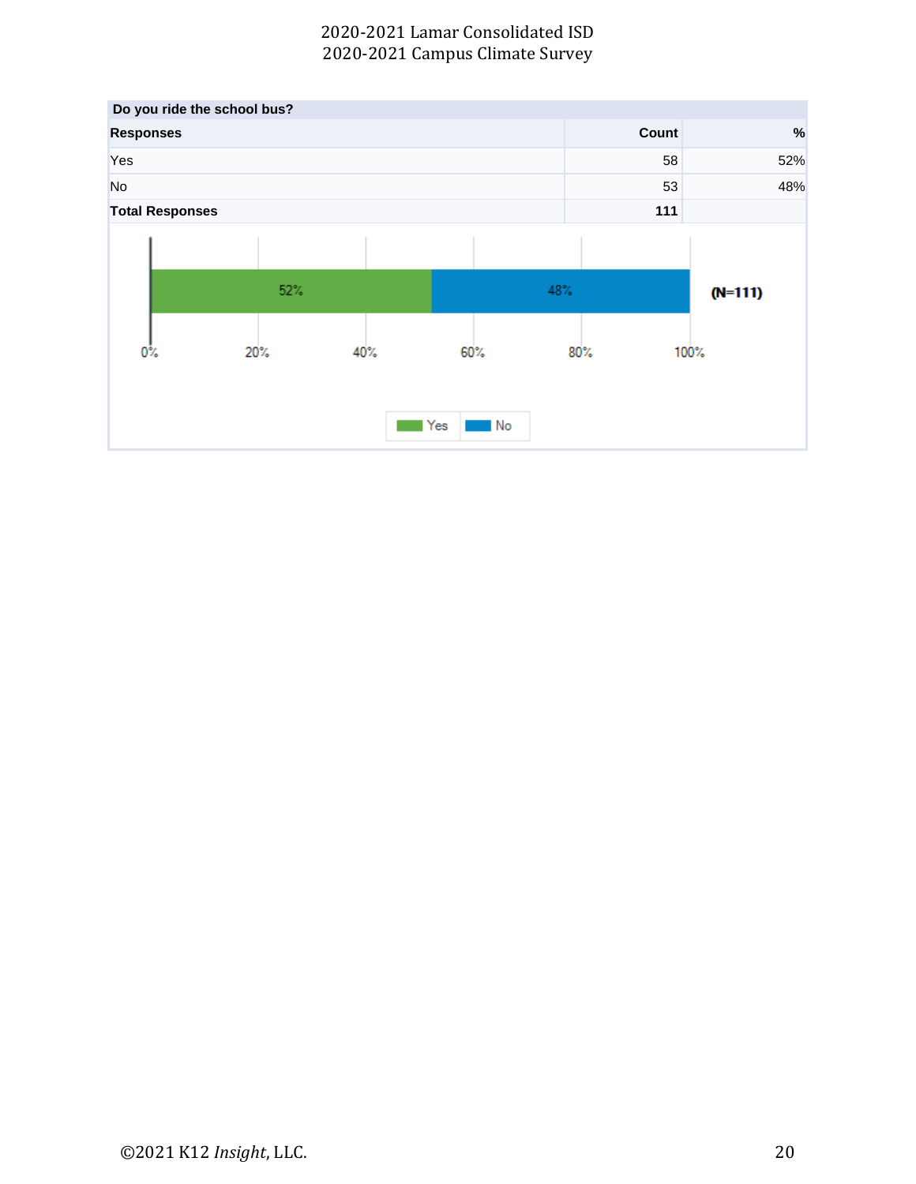**Do you ride the school bus?**

| Responses | Count | % |
|---|---|---|
| Yes | 58 | 52% |
| No | 53 | 48% |
| **Total Responses** | **111** | |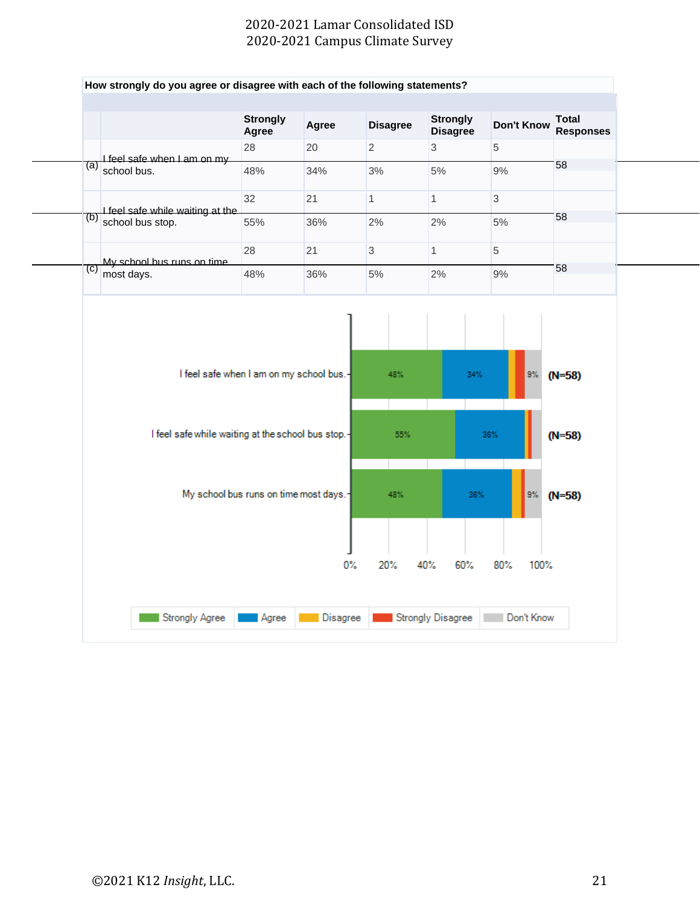How strongly do you agree or disagree with each of the following statements?

| | | Strongly Agree | Agree | Disagree | Strongly Disagree | Don't Know | Total Responses |
|---|---|---|---|---|---|---|---|
| (a) | I feel safe when I am on my school bus. | 28 | 20 | 2 | 3 | 5 | 58 |
| | | 48% | 34% | 3% | 5% | 9% | |
| (b) | I feel safe while waiting at the school bus stop. | 32 | 21 | 1 | 1 | 3 | 58 |
| | | 55% | 36% | 2% | 2% | 5% | |
| (c) | My school bus runs on time most days. | 28 | 21 | 3 | 1 | 5 | 58 |
| | | 48% | 36% | 5% | 2% | 9% | |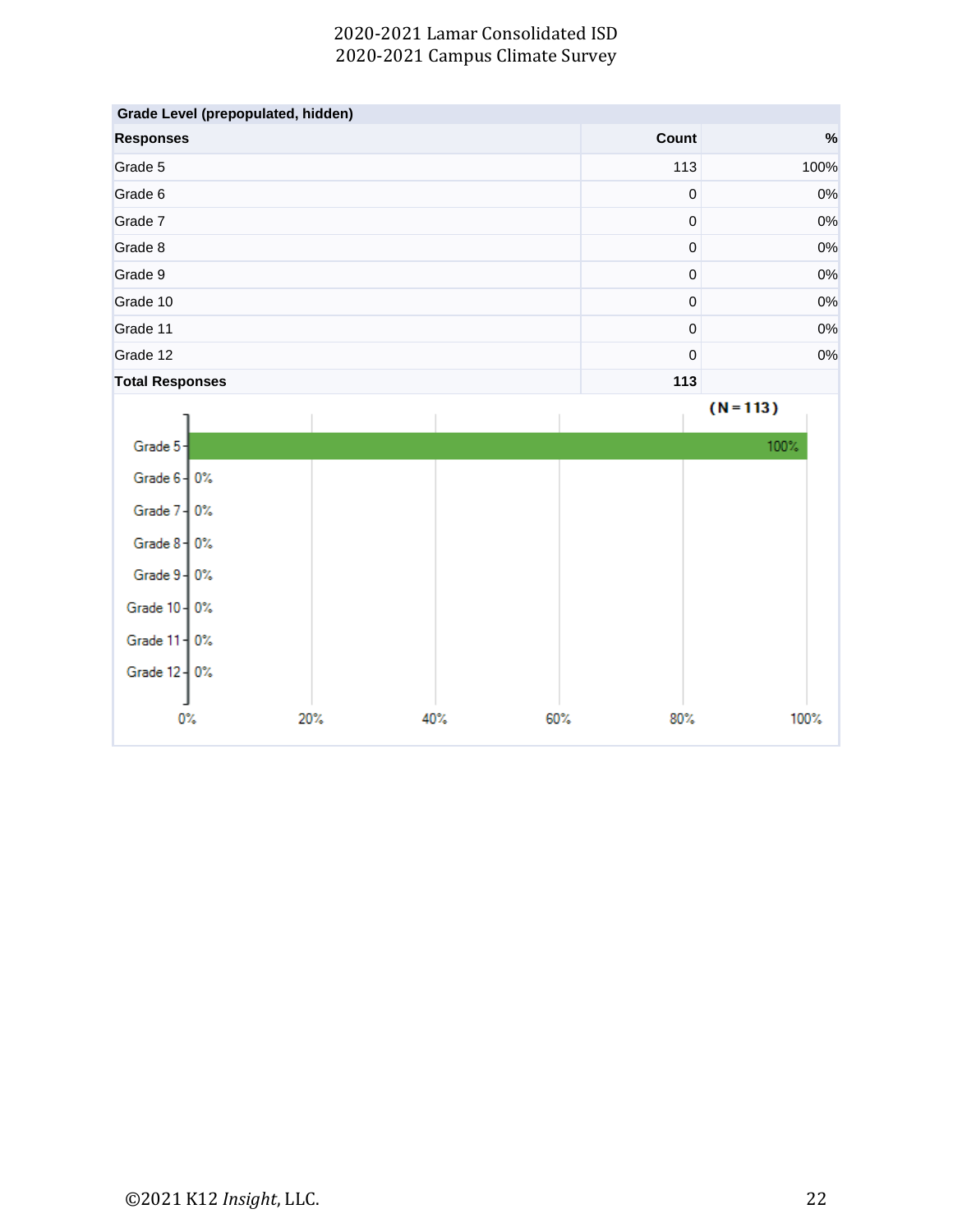**Grade Level (prepopulated, hidden)**

| Responses | Count | % |
|---|---|---|
| Grade 5 | 113 | 100% |
| Grade 6 | 0 | 0% |
| Grade 7 | 0 | 0% |
| Grade 8 | 0 | 0% |
| Grade 9 | 0 | 0% |
| Grade 10 | 0 | 0% |
| Grade 11 | 0 | 0% |
| Grade 12 | 0 | 0% |
| **Total Responses** | **113** | |

(N = 113)

| Grade | % |
|---|---|
| Grade 5 | 100% |
| Grade 6 | 0% |
| Grade 7 | 0% |
| Grade 8 | 0% |
| Grade 9 | 0% |
| Grade 10 | 0% |
| Grade 11 | 0% |
| Grade 12 | 0% |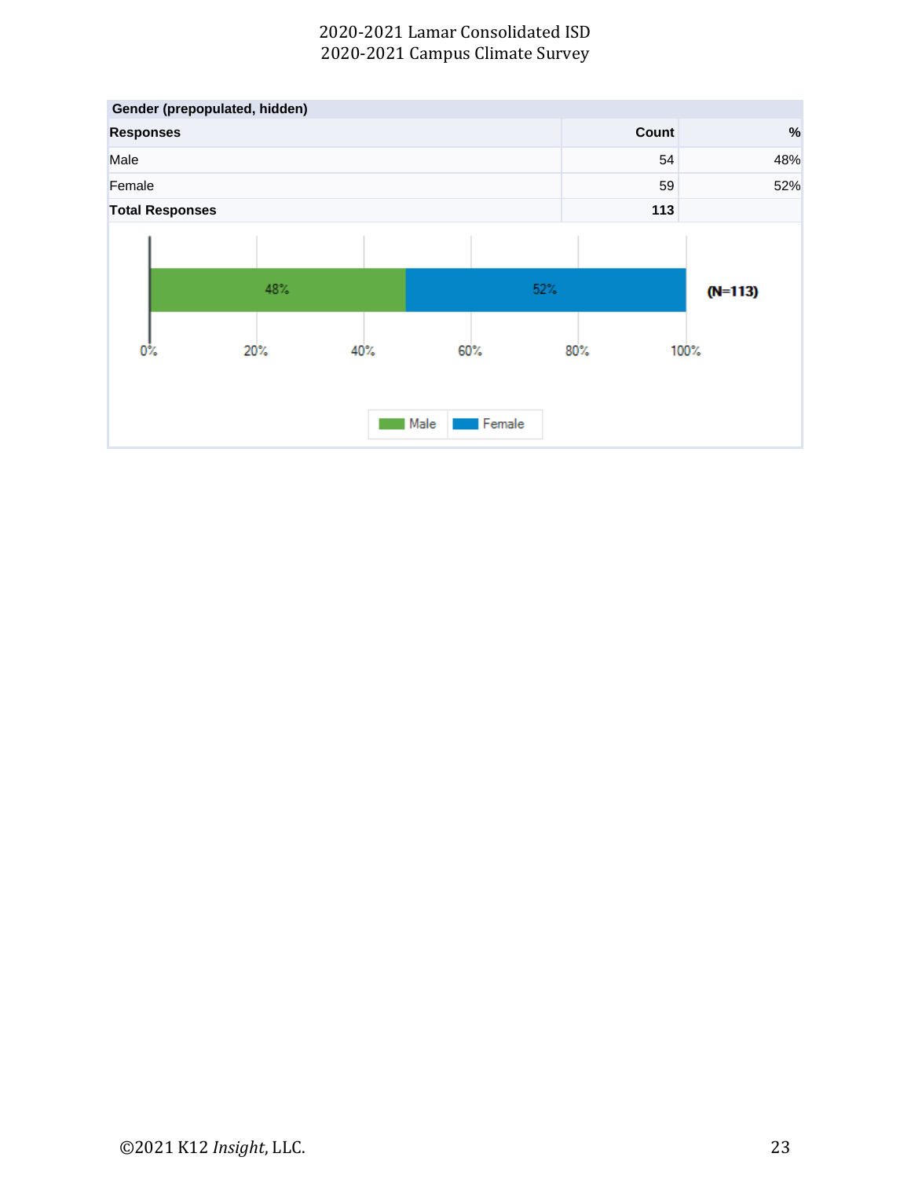| Gender (prepopulated, hidden) | | |
| --- | --- | --- |
| Responses | Count | % |
| Male | 54 | 48% |
| Female | 59 | 52% |
| Total Responses | 113 | |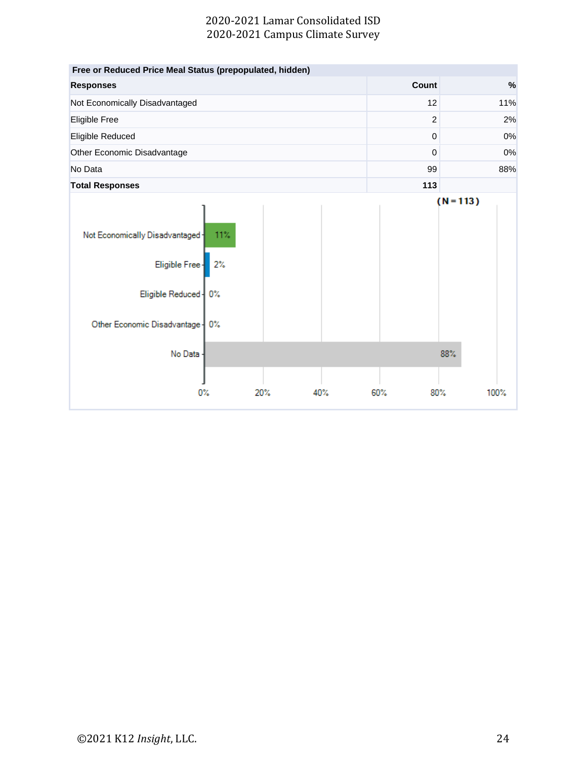| Free or Reduced Price Meal Status (prepopulated, hidden) | | |
| --- | --- | --- |
| **Responses** | **Count** | **%** |
| Not Economically Disadvantaged | 12 | 11% |
| Eligible Free | 2 | 2% |
| Eligible Reduced | 0 | 0% |
| Other Economic Disadvantage | 0 | 0% |
| No Data | 99 | 88% |
| **Total Responses** | **113** | |

(N = 113)

| Response | % |
| --- | --- |
| Not Economically Disadvantaged | 11% |
| Eligible Free | 2% |
| Eligible Reduced | 0% |
| Other Economic Disadvantage | 0% |
| No Data | 88% |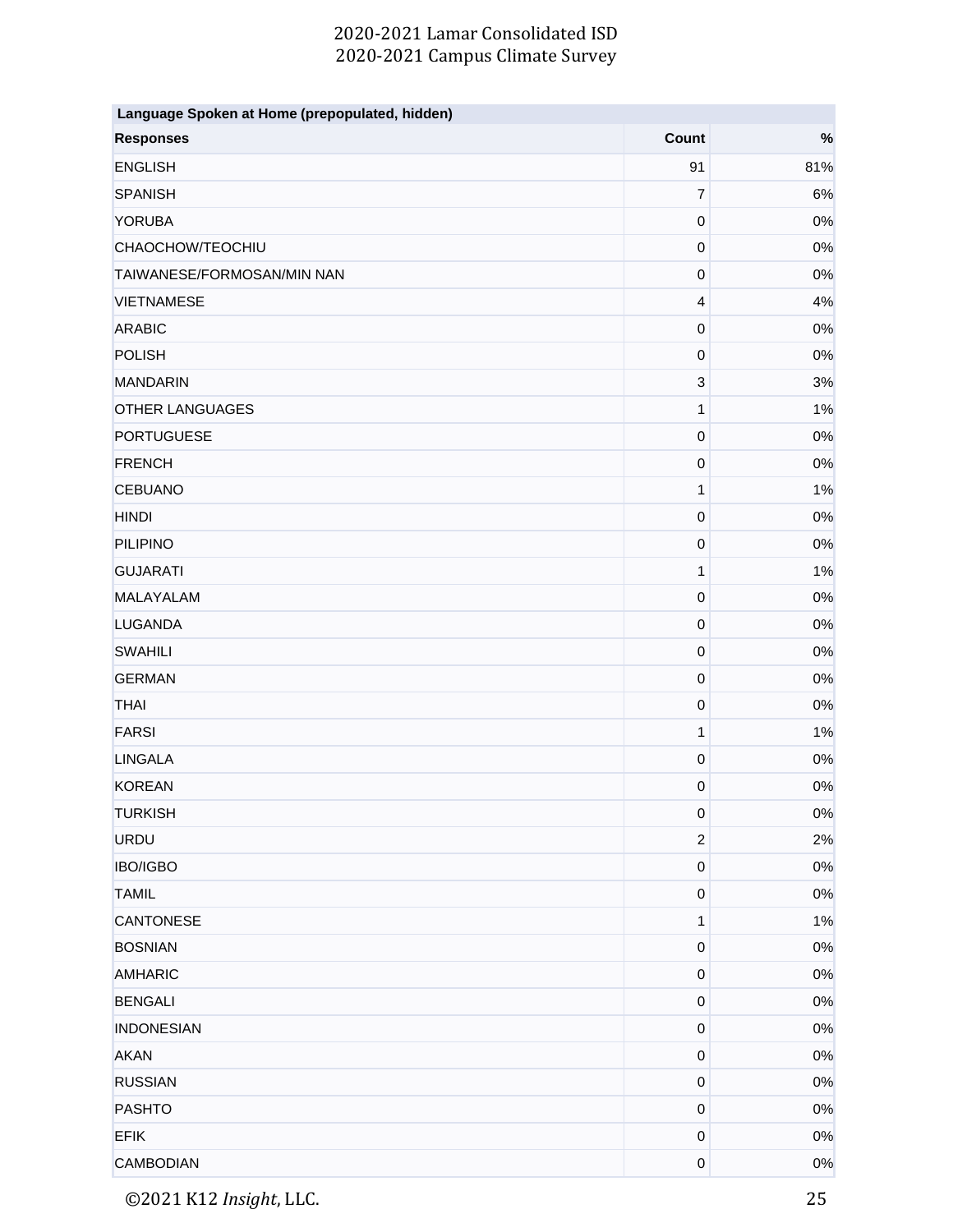| Language Spoken at Home (prepopulated, hidden) | | |
|---|---|---|
| **Responses** | **Count** | **%** |
| ENGLISH | 91 | 81% |
| SPANISH | 7 | 6% |
| YORUBA | 0 | 0% |
| CHAOCHOW/TEOCHIU | 0 | 0% |
| TAIWANESE/FORMOSAN/MIN NAN | 0 | 0% |
| VIETNAMESE | 4 | 4% |
| ARABIC | 0 | 0% |
| POLISH | 0 | 0% |
| MANDARIN | 3 | 3% |
| OTHER LANGUAGES | 1 | 1% |
| PORTUGUESE | 0 | 0% |
| FRENCH | 0 | 0% |
| CEBUANO | 1 | 1% |
| HINDI | 0 | 0% |
| PILIPINO | 0 | 0% |
| GUJARATI | 1 | 1% |
| MALAYALAM | 0 | 0% |
| LUGANDA | 0 | 0% |
| SWAHILI | 0 | 0% |
| GERMAN | 0 | 0% |
| THAI | 0 | 0% |
| FARSI | 1 | 1% |
| LINGALA | 0 | 0% |
| KOREAN | 0 | 0% |
| TURKISH | 0 | 0% |
| URDU | 2 | 2% |
| IBO/IGBO | 0 | 0% |
| TAMIL | 0 | 0% |
| CANTONESE | 1 | 1% |
| BOSNIAN | 0 | 0% |
| AMHARIC | 0 | 0% |
| BENGALI | 0 | 0% |
| INDONESIAN | 0 | 0% |
| AKAN | 0 | 0% |
| RUSSIAN | 0 | 0% |
| PASHTO | 0 | 0% |
| EFIK | 0 | 0% |
| CAMBODIAN | 0 | 0% |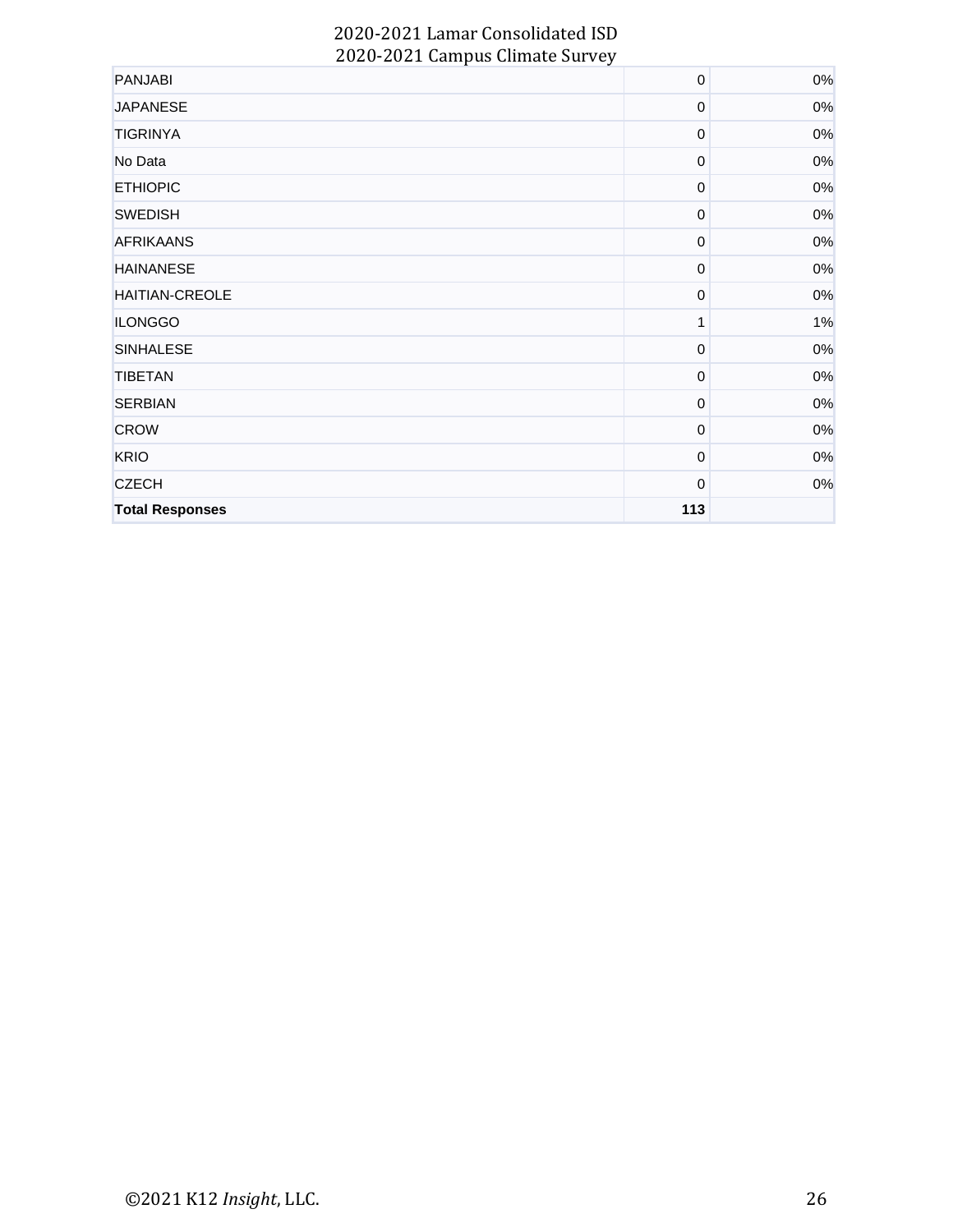| | | |
|---|---|---|
| PANJABI | 0 | 0% |
| JAPANESE | 0 | 0% |
| TIGRINYA | 0 | 0% |
| No Data | 0 | 0% |
| ETHIOPIC | 0 | 0% |
| SWEDISH | 0 | 0% |
| AFRIKAANS | 0 | 0% |
| HAINANESE | 0 | 0% |
| HAITIAN-CREOLE | 0 | 0% |
| ILONGGO | 1 | 1% |
| SINHALESE | 0 | 0% |
| TIBETAN | 0 | 0% |
| SERBIAN | 0 | 0% |
| CROW | 0 | 0% |
| KRIO | 0 | 0% |
| CZECH | 0 | 0% |
| **Total Responses** | **113** | |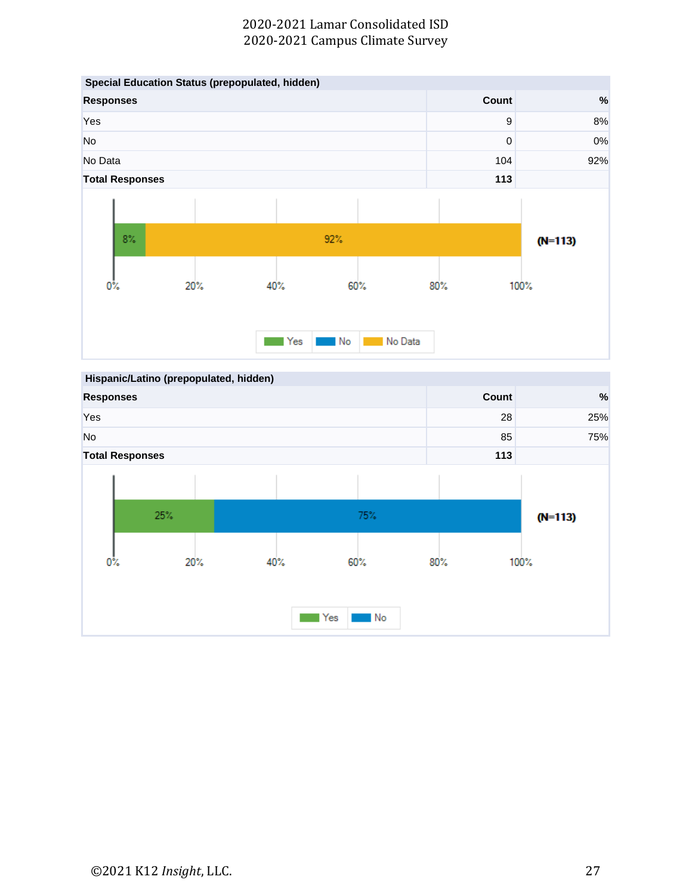### Special Education Status (prepopulated, hidden)

| Responses | Count | % |
|---|---|---|
| Yes | 9 | 8% |
| No | 0 | 0% |
| No Data | 104 | 92% |
| **Total Responses** | **113** | |

### Hispanic/Latino (prepopulated, hidden)

| Responses | Count | % |
|---|---|---|
| Yes | 28 | 25% |
| No | 85 | 75% |
| **Total Responses** | **113** | |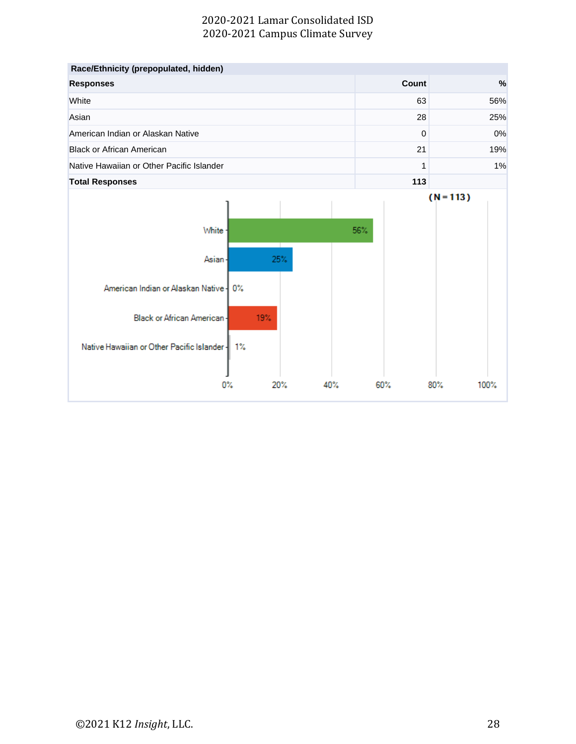| Race/Ethnicity (prepopulated, hidden) | | |
|---|---|---|
| **Responses** | **Count** | **%** |
| White | 63 | 56% |
| Asian | 28 | 25% |
| American Indian or Alaskan Native | 0 | 0% |
| Black or African American | 21 | 19% |
| Native Hawaiian or Other Pacific Islander | 1 | 1% |
| **Total Responses** | **113** | |

(N = 113)

White 56%
Asian 25%
American Indian or Alaskan Native 0%
Black or African American 19%
Native Hawaiian or Other Pacific Islander 1%

0% 20% 40% 60% 80% 100%